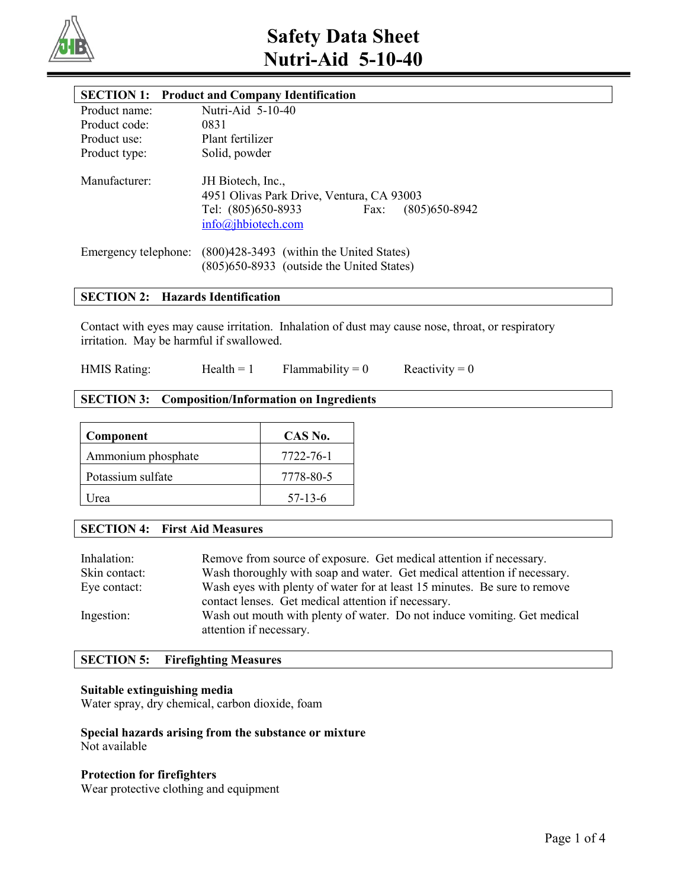# Safety Data Sheet
# Nutri-Aid 5-10-40

## SECTION 1: Product and Company Identification

| | |
|---|---|
| Product name: | Nutri-Aid 5-10-40 |
| Product code: | 0831 |
| Product use: | Plant fertilizer |
| Product type: | Solid, powder |

Manufacturer: JH Biotech, Inc.,
4951 Olivas Park Drive, Ventura, CA 93003
Tel: (805)650-8933 Fax: (805)650-8942
info@jhbiotech.com

Emergency telephone: (800)428-3493 (within the United States)
(805)650-8933 (outside the United States)

## SECTION 2: Hazards Identification

Contact with eyes may cause irritation. Inhalation of dust may cause nose, throat, or respiratory irritation. May be harmful if swallowed.

HMIS Rating: Health = 1 Flammability = 0 Reactivity = 0

## SECTION 3: Composition/Information on Ingredients

| Component | CAS No. |
|---|---|
| Ammonium phosphate | 7722-76-1 |
| Potassium sulfate | 7778-80-5 |
| Urea | 57-13-6 |

## SECTION 4: First Aid Measures

Inhalation: Remove from source of exposure. Get medical attention if necessary.

Skin contact: Wash thoroughly with soap and water. Get medical attention if necessary.

Eye contact: Wash eyes with plenty of water for at least 15 minutes. Be sure to remove contact lenses. Get medical attention if necessary.

Ingestion: Wash out mouth with plenty of water. Do not induce vomiting. Get medical attention if necessary.

## SECTION 5: Firefighting Measures

**Suitable extinguishing media**
Water spray, dry chemical, carbon dioxide, foam

**Special hazards arising from the substance or mixture**
Not available

**Protection for firefighters**
Wear protective clothing and equipment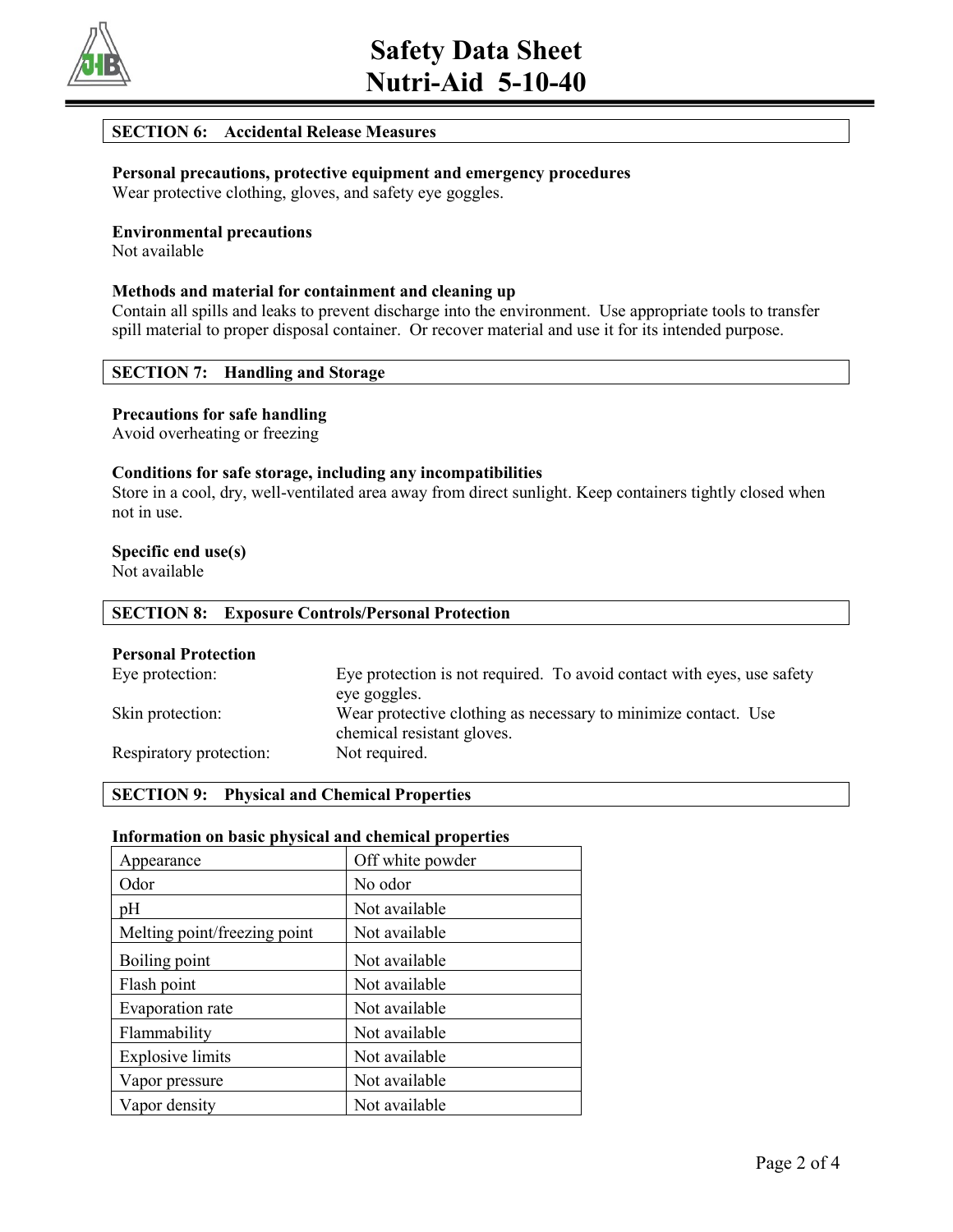## SECTION 6: Accidental Release Measures

**Personal precautions, protective equipment and emergency procedures**
Wear protective clothing, gloves, and safety eye goggles.

**Environmental precautions**
Not available

**Methods and material for containment and cleaning up**
Contain all spills and leaks to prevent discharge into the environment. Use appropriate tools to transfer spill material to proper disposal container. Or recover material and use it for its intended purpose.

## SECTION 7: Handling and Storage

**Precautions for safe handling**
Avoid overheating or freezing

**Conditions for safe storage, including any incompatibilities**
Store in a cool, dry, well-ventilated area away from direct sunlight. Keep containers tightly closed when not in use.

**Specific end use(s)**
Not available

## SECTION 8: Exposure Controls/Personal Protection

**Personal Protection**

Eye protection: Eye protection is not required. To avoid contact with eyes, use safety eye goggles.

Skin protection: Wear protective clothing as necessary to minimize contact. Use chemical resistant gloves.

Respiratory protection: Not required.

## SECTION 9: Physical and Chemical Properties

**Information on basic physical and chemical properties**

| Appearance | Off white powder |
|---|---|
| Odor | No odor |
| pH | Not available |
| Melting point/freezing point | Not available |
| Boiling point | Not available |
| Flash point | Not available |
| Evaporation rate | Not available |
| Flammability | Not available |
| Explosive limits | Not available |
| Vapor pressure | Not available |
| Vapor density | Not available |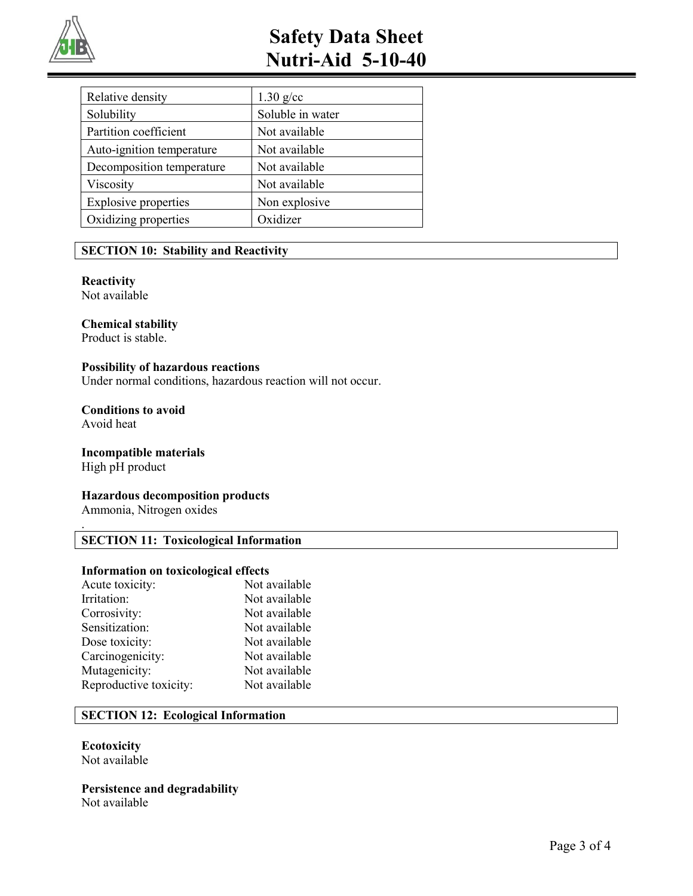| Relative density | 1.30 g/cc |
|---|---|
| Solubility | Soluble in water |
| Partition coefficient | Not available |
| Auto-ignition temperature | Not available |
| Decomposition temperature | Not available |
| Viscosity | Not available |
| Explosive properties | Non explosive |
| Oxidizing properties | Oxidizer |

## SECTION 10: Stability and Reactivity

**Reactivity**
Not available

**Chemical stability**
Product is stable.

**Possibility of hazardous reactions**
Under normal conditions, hazardous reaction will not occur.

**Conditions to avoid**
Avoid heat

**Incompatible materials**
High pH product

**Hazardous decomposition products**
Ammonia, Nitrogen oxides

## SECTION 11: Toxicological Information

**Information on toxicological effects**

| | |
|---|---|
| Acute toxicity: | Not available |
| Irritation: | Not available |
| Corrosivity: | Not available |
| Sensitization: | Not available |
| Dose toxicity: | Not available |
| Carcinogenicity: | Not available |
| Mutagenicity: | Not available |
| Reproductive toxicity: | Not available |

## SECTION 12: Ecological Information

**Ecotoxicity**
Not available

**Persistence and degradability**
Not available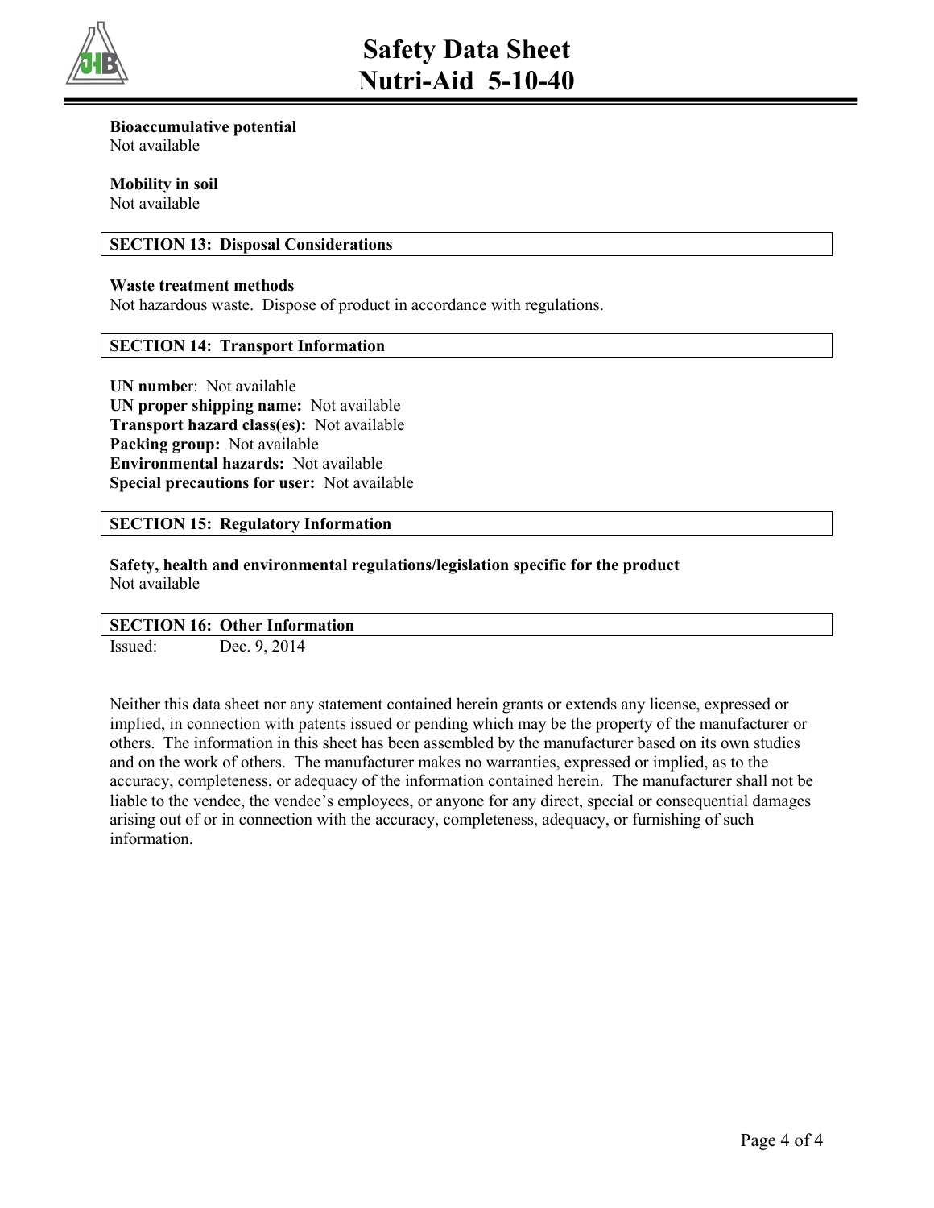**Bioaccumulative potential**
Not available

**Mobility in soil**
Not available

## SECTION 13: Disposal Considerations

**Waste treatment methods**
Not hazardous waste. Dispose of product in accordance with regulations.

## SECTION 14: Transport Information

**UN number**: Not available
**UN proper shipping name:** Not available
**Transport hazard class(es):** Not available
**Packing group:** Not available
**Environmental hazards:** Not available
**Special precautions for user:** Not available

## SECTION 15: Regulatory Information

**Safety, health and environmental regulations/legislation specific for the product**
Not available

## SECTION 16: Other Information

Issued: Dec. 9, 2014

Neither this data sheet nor any statement contained herein grants or extends any license, expressed or implied, in connection with patents issued or pending which may be the property of the manufacturer or others. The information in this sheet has been assembled by the manufacturer based on its own studies and on the work of others. The manufacturer makes no warranties, expressed or implied, as to the accuracy, completeness, or adequacy of the information contained herein. The manufacturer shall not be liable to the vendee, the vendee's employees, or anyone for any direct, special or consequential damages arising out of or in connection with the accuracy, completeness, adequacy, or furnishing of such information.